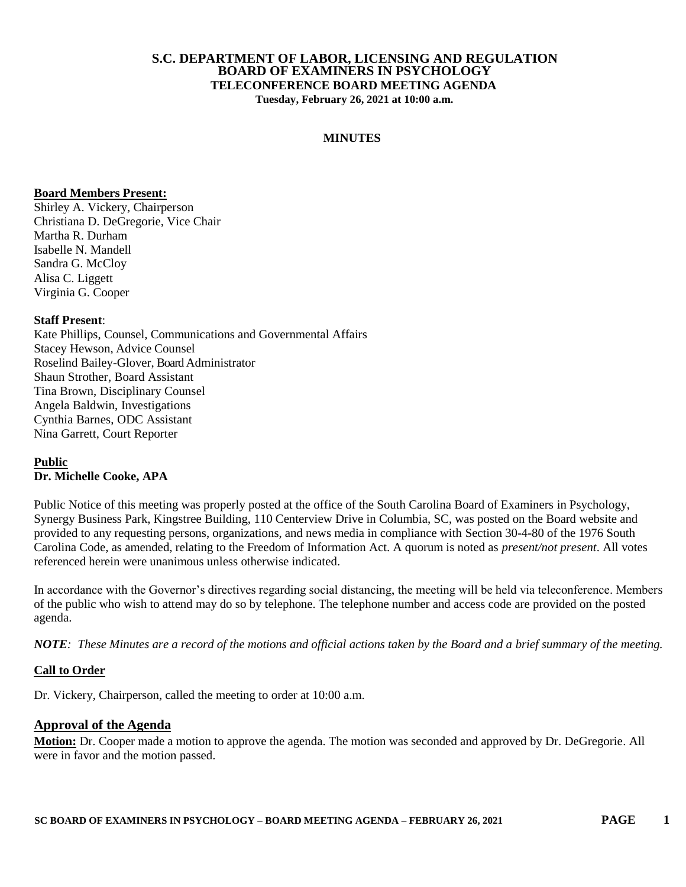# S.C. DEPARTMENT OF LABOR, LICENSING AND REGULATION
## BOARD OF EXAMINERS IN PSYCHOLOGY
### TELECONFERENCE BOARD MEETING AGENDA
**Tuesday, February 26, 2021 at 10:00 a.m.**

**MINUTES**

**Board Members Present:**

Shirley A. Vickery, Chairperson
Christiana D. DeGregorie, Vice Chair
Martha R. Durham
Isabelle N. Mandell
Sandra G. McCloy
Alisa C. Liggett
Virginia G. Cooper

**Staff Present**:

Kate Phillips, Counsel, Communications and Governmental Affairs
Stacey Hewson, Advice Counsel
Roselind Bailey-Glover, Board Administrator
Shaun Strother, Board Assistant
Tina Brown, Disciplinary Counsel
Angela Baldwin, Investigations
Cynthia Barnes, ODC Assistant
Nina Garrett, Court Reporter

**Public**

**Dr. Michelle Cooke, APA**

Public Notice of this meeting was properly posted at the office of the South Carolina Board of Examiners in Psychology, Synergy Business Park, Kingstree Building, 110 Centerview Drive in Columbia, SC, was posted on the Board website and provided to any requesting persons, organizations, and news media in compliance with Section 30-4-80 of the 1976 South Carolina Code, as amended, relating to the Freedom of Information Act. A quorum is noted as *present/not present*. All votes referenced herein were unanimous unless otherwise indicated.

In accordance with the Governor's directives regarding social distancing, the meeting will be held via teleconference. Members of the public who wish to attend may do so by telephone. The telephone number and access code are provided on the posted agenda.

***NOTE**: These Minutes are a record of the motions and official actions taken by the Board and a brief summary of the meeting.*

**Call to Order**

Dr. Vickery, Chairperson, called the meeting to order at 10:00 a.m.

## Approval of the Agenda

**Motion:** Dr. Cooper made a motion to approve the agenda. The motion was seconded and approved by Dr. DeGregorie. All were in favor and the motion passed.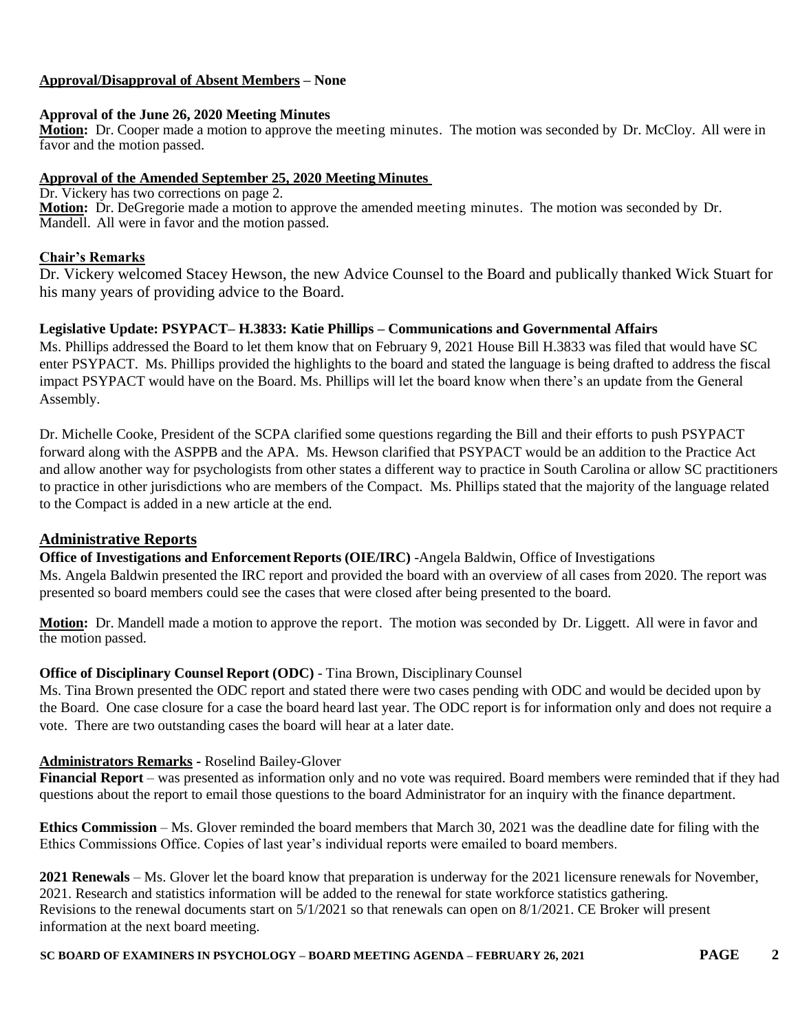**Approval/Disapproval of Absent Members – None**

**Approval of the June 26, 2020 Meeting Minutes**

**Motion:** Dr. Cooper made a motion to approve the meeting minutes. The motion was seconded by Dr. McCloy. All were in favor and the motion passed.

**Approval of the Amended September 25, 2020 Meeting Minutes**

Dr. Vickery has two corrections on page 2.

**Motion:** Dr. DeGregorie made a motion to approve the amended meeting minutes. The motion was seconded by Dr. Mandell. All were in favor and the motion passed.

**Chair's Remarks**

Dr. Vickery welcomed Stacey Hewson, the new Advice Counsel to the Board and publically thanked Wick Stuart for his many years of providing advice to the Board.

**Legislative Update: PSYPACT– H.3833: Katie Phillips – Communications and Governmental Affairs**

Ms. Phillips addressed the Board to let them know that on February 9, 2021 House Bill H.3833 was filed that would have SC enter PSYPACT. Ms. Phillips provided the highlights to the board and stated the language is being drafted to address the fiscal impact PSYPACT would have on the Board. Ms. Phillips will let the board know when there's an update from the General Assembly.

Dr. Michelle Cooke, President of the SCPA clarified some questions regarding the Bill and their efforts to push PSYPACT forward along with the ASPPB and the APA. Ms. Hewson clarified that PSYPACT would be an addition to the Practice Act and allow another way for psychologists from other states a different way to practice in South Carolina or allow SC practitioners to practice in other jurisdictions who are members of the Compact. Ms. Phillips stated that the majority of the language related to the Compact is added in a new article at the end.

## Administrative Reports

**Office of Investigations and Enforcement Reports (OIE/IRC)** -Angela Baldwin, Office of Investigations

Ms. Angela Baldwin presented the IRC report and provided the board with an overview of all cases from 2020. The report was presented so board members could see the cases that were closed after being presented to the board.

**Motion:** Dr. Mandell made a motion to approve the report. The motion was seconded by Dr. Liggett. All were in favor and the motion passed.

**Office of Disciplinary Counsel Report (ODC)** - Tina Brown, Disciplinary Counsel

Ms. Tina Brown presented the ODC report and stated there were two cases pending with ODC and would be decided upon by the Board. One case closure for a case the board heard last year. The ODC report is for information only and does not require a vote. There are two outstanding cases the board will hear at a later date.

**Administrators Remarks -** Roselind Bailey-Glover

**Financial Report** – was presented as information only and no vote was required. Board members were reminded that if they had questions about the report to email those questions to the board Administrator for an inquiry with the finance department.

**Ethics Commission** – Ms. Glover reminded the board members that March 30, 2021 was the deadline date for filing with the Ethics Commissions Office. Copies of last year's individual reports were emailed to board members.

**2021 Renewals** – Ms. Glover let the board know that preparation is underway for the 2021 licensure renewals for November, 2021. Research and statistics information will be added to the renewal for state workforce statistics gathering. Revisions to the renewal documents start on 5/1/2021 so that renewals can open on 8/1/2021. CE Broker will present information at the next board meeting.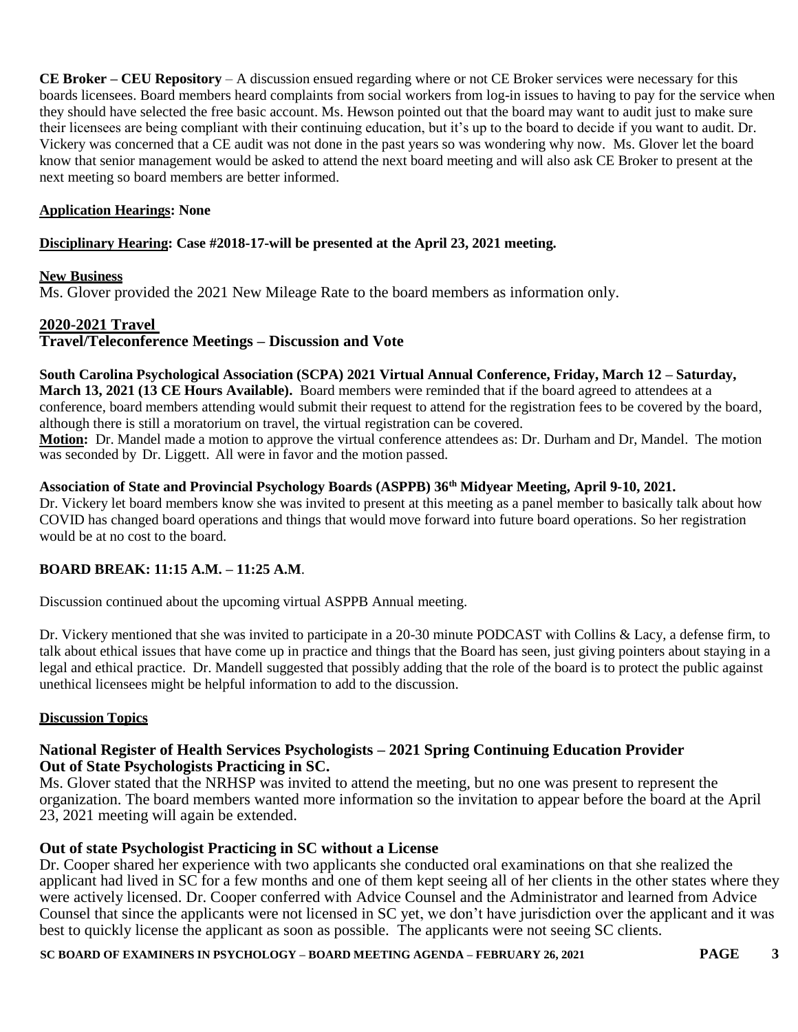**CE Broker – CEU Repository** – A discussion ensued regarding where or not CE Broker services were necessary for this boards licensees. Board members heard complaints from social workers from log-in issues to having to pay for the service when they should have selected the free basic account. Ms. Hewson pointed out that the board may want to audit just to make sure their licensees are being compliant with their continuing education, but it's up to the board to decide if you want to audit. Dr. Vickery was concerned that a CE audit was not done in the past years so was wondering why now. Ms. Glover let the board know that senior management would be asked to attend the next board meeting and will also ask CE Broker to present at the next meeting so board members are better informed.

**Application Hearings: None**

**Disciplinary Hearing: Case #2018-17-will be presented at the April 23, 2021 meeting.**

**New Business**

Ms. Glover provided the 2021 New Mileage Rate to the board members as information only.

## 2020-2021 Travel

## Travel/Teleconference Meetings – Discussion and Vote

**South Carolina Psychological Association (SCPA) 2021 Virtual Annual Conference, Friday, March 12 – Saturday, March 13, 2021 (13 CE Hours Available).** Board members were reminded that if the board agreed to attendees at a conference, board members attending would submit their request to attend for the registration fees to be covered by the board, although there is still a moratorium on travel, the virtual registration can be covered.

**Motion:** Dr. Mandel made a motion to approve the virtual conference attendees as: Dr. Durham and Dr, Mandel. The motion was seconded by Dr. Liggett. All were in favor and the motion passed.

**Association of State and Provincial Psychology Boards (ASPPB) 36th Midyear Meeting, April 9-10, 2021.**

Dr. Vickery let board members know she was invited to present at this meeting as a panel member to basically talk about how COVID has changed board operations and things that would move forward into future board operations. So her registration would be at no cost to the board.

**BOARD BREAK: 11:15 A.M. – 11:25 A.M**.

Discussion continued about the upcoming virtual ASPPB Annual meeting.

Dr. Vickery mentioned that she was invited to participate in a 20-30 minute PODCAST with Collins & Lacy, a defense firm, to talk about ethical issues that have come up in practice and things that the Board has seen, just giving pointers about staying in a legal and ethical practice. Dr. Mandell suggested that possibly adding that the role of the board is to protect the public against unethical licensees might be helpful information to add to the discussion.

**Discussion Topics**

### National Register of Health Services Psychologists – 2021 Spring Continuing Education Provider Out of State Psychologists Practicing in SC.

Ms. Glover stated that the NRHSP was invited to attend the meeting, but no one was present to represent the organization. The board members wanted more information so the invitation to appear before the board at the April 23, 2021 meeting will again be extended.

### Out of state Psychologist Practicing in SC without a License

Dr. Cooper shared her experience with two applicants she conducted oral examinations on that she realized the applicant had lived in SC for a few months and one of them kept seeing all of her clients in the other states where they were actively licensed. Dr. Cooper conferred with Advice Counsel and the Administrator and learned from Advice Counsel that since the applicants were not licensed in SC yet, we don't have jurisdiction over the applicant and it was best to quickly license the applicant as soon as possible. The applicants were not seeing SC clients.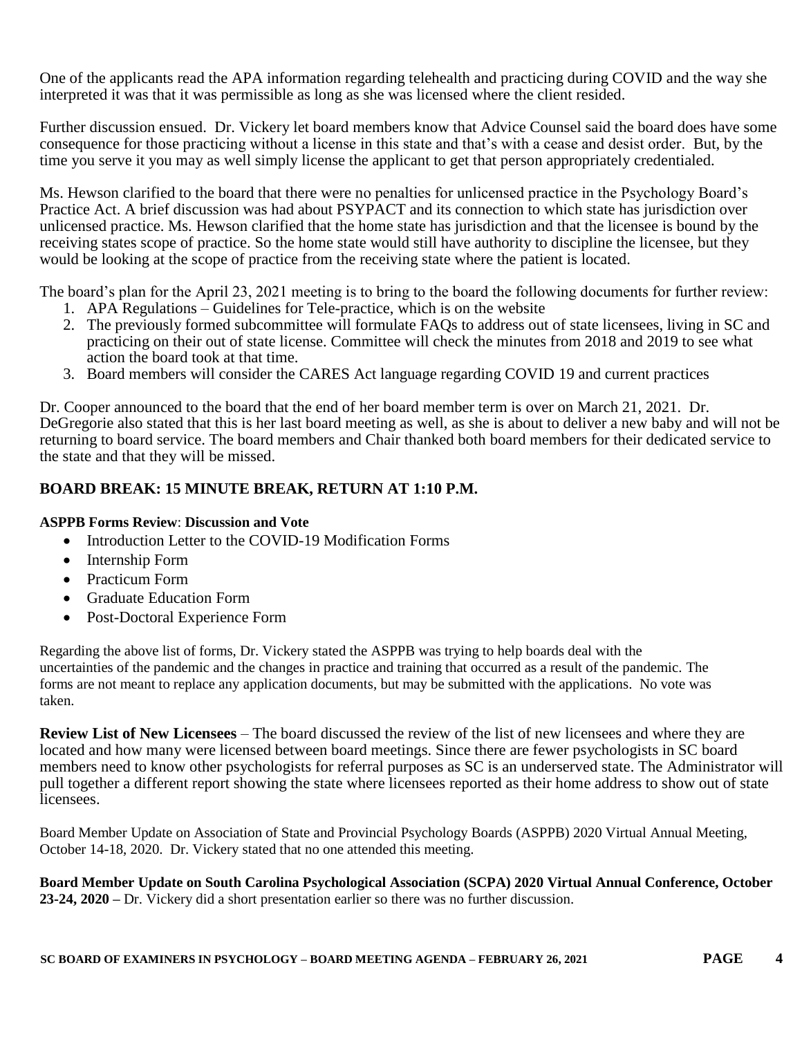One of the applicants read the APA information regarding telehealth and practicing during COVID and the way she interpreted it was that it was permissible as long as she was licensed where the client resided.

Further discussion ensued. Dr. Vickery let board members know that Advice Counsel said the board does have some consequence for those practicing without a license in this state and that's with a cease and desist order. But, by the time you serve it you may as well simply license the applicant to get that person appropriately credentialed.

Ms. Hewson clarified to the board that there were no penalties for unlicensed practice in the Psychology Board's Practice Act. A brief discussion was had about PSYPACT and its connection to which state has jurisdiction over unlicensed practice. Ms. Hewson clarified that the home state has jurisdiction and that the licensee is bound by the receiving states scope of practice. So the home state would still have authority to discipline the licensee, but they would be looking at the scope of practice from the receiving state where the patient is located.

The board's plan for the April 23, 2021 meeting is to bring to the board the following documents for further review:

1. APA Regulations – Guidelines for Tele-practice, which is on the website
2. The previously formed subcommittee will formulate FAQs to address out of state licensees, living in SC and practicing on their out of state license. Committee will check the minutes from 2018 and 2019 to see what action the board took at that time.
3. Board members will consider the CARES Act language regarding COVID 19 and current practices

Dr. Cooper announced to the board that the end of her board member term is over on March 21, 2021. Dr. DeGregorie also stated that this is her last board meeting as well, as she is about to deliver a new baby and will not be returning to board service. The board members and Chair thanked both board members for their dedicated service to the state and that they will be missed.

**BOARD BREAK: 15 MINUTE BREAK, RETURN AT 1:10 P.M.**

**ASPPB Forms Review**: **Discussion and Vote**

- Introduction Letter to the COVID-19 Modification Forms
- Internship Form
- Practicum Form
- Graduate Education Form
- Post-Doctoral Experience Form

Regarding the above list of forms, Dr. Vickery stated the ASPPB was trying to help boards deal with the uncertainties of the pandemic and the changes in practice and training that occurred as a result of the pandemic. The forms are not meant to replace any application documents, but may be submitted with the applications. No vote was taken.

**Review List of New Licensees** – The board discussed the review of the list of new licensees and where they are located and how many were licensed between board meetings. Since there are fewer psychologists in SC board members need to know other psychologists for referral purposes as SC is an underserved state. The Administrator will pull together a different report showing the state where licensees reported as their home address to show out of state licensees.

Board Member Update on Association of State and Provincial Psychology Boards (ASPPB) 2020 Virtual Annual Meeting, October 14-18, 2020. Dr. Vickery stated that no one attended this meeting.

**Board Member Update on South Carolina Psychological Association (SCPA) 2020 Virtual Annual Conference, October 23-24, 2020 –** Dr. Vickery did a short presentation earlier so there was no further discussion.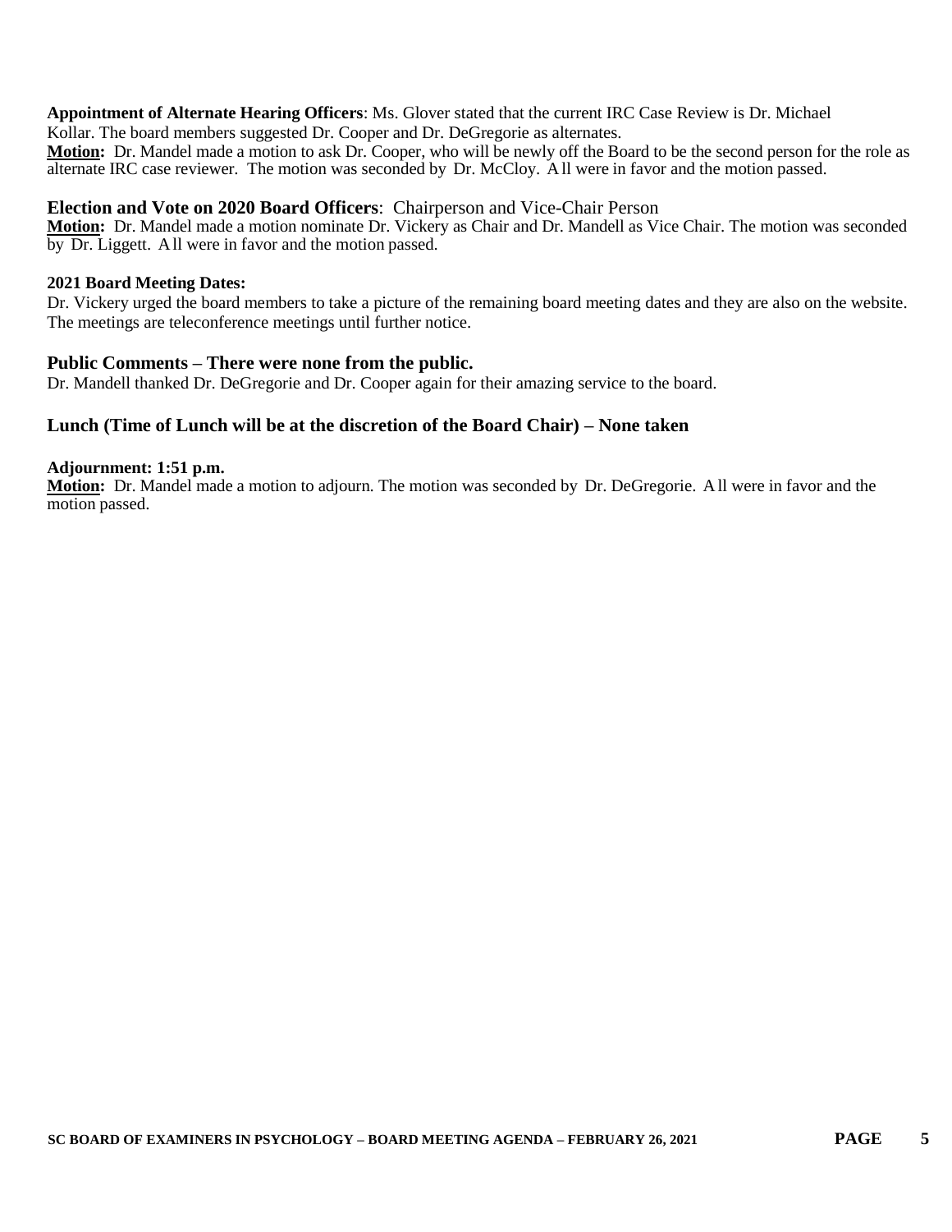**Appointment of Alternate Hearing Officers**: Ms. Glover stated that the current IRC Case Review is Dr. Michael Kollar. The board members suggested Dr. Cooper and Dr. DeGregorie as alternates.

**Motion:** Dr. Mandel made a motion to ask Dr. Cooper, who will be newly off the Board to be the second person for the role as alternate IRC case reviewer. The motion was seconded by Dr. McCloy. All were in favor and the motion passed.

### Election and Vote on 2020 Board Officers: Chairperson and Vice-Chair Person

**Motion:** Dr. Mandel made a motion nominate Dr. Vickery as Chair and Dr. Mandell as Vice Chair. The motion was seconded by Dr. Liggett. All were in favor and the motion passed.

**2021 Board Meeting Dates:**

Dr. Vickery urged the board members to take a picture of the remaining board meeting dates and they are also on the website. The meetings are teleconference meetings until further notice.

### Public Comments – There were none from the public.

Dr. Mandell thanked Dr. DeGregorie and Dr. Cooper again for their amazing service to the board.

### Lunch (Time of Lunch will be at the discretion of the Board Chair) – None taken

**Adjournment: 1:51 p.m.**

**Motion:** Dr. Mandel made a motion to adjourn. The motion was seconded by Dr. DeGregorie. All were in favor and the motion passed.